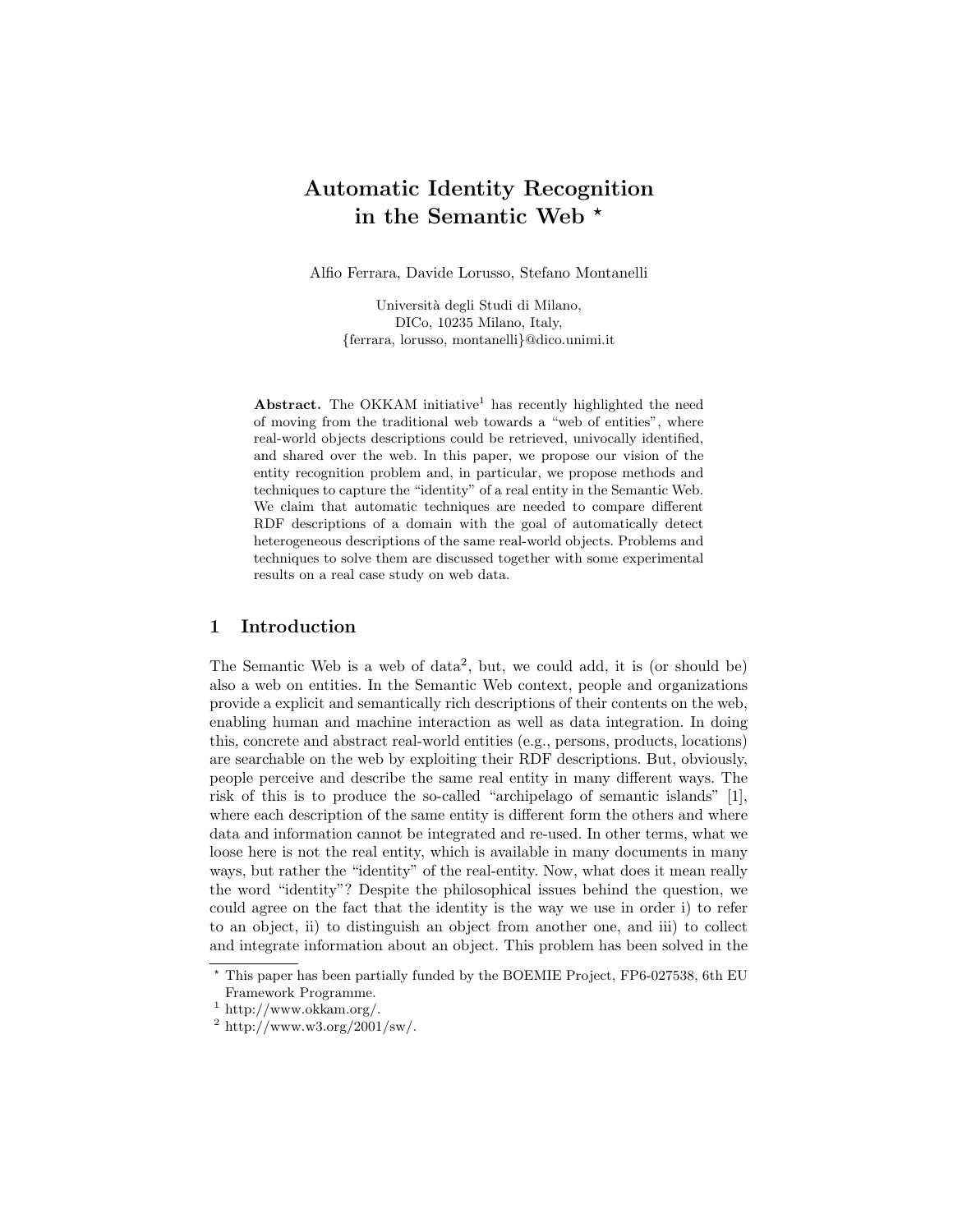# Automatic Identity Recognition in the Semantic Web ⋆

Alfio Ferrara, Davide Lorusso, Stefano Montanelli

Università degli Studi di Milano,
DICo, 10235 Milano, Italy,
{ferrara, lorusso, montanelli}@dico.unimi.it

**Abstract.** The OKKAM initiative[1] has recently highlighted the need of moving from the traditional web towards a "web of entities", where real-world objects descriptions could be retrieved, univocally identified, and shared over the web. In this paper, we propose our vision of the entity recognition problem and, in particular, we propose methods and techniques to capture the "identity" of a real entity in the Semantic Web. We claim that automatic techniques are needed to compare different RDF descriptions of a domain with the goal of automatically detect heterogeneous descriptions of the same real-world objects. Problems and techniques to solve them are discussed together with some experimental results on a real case study on web data.

## 1 Introduction

The Semantic Web is a web of data[2], but, we could add, it is (or should be) also a web on entities. In the Semantic Web context, people and organizations provide a explicit and semantically rich descriptions of their contents on the web, enabling human and machine interaction as well as data integration. In doing this, concrete and abstract real-world entities (e.g., persons, products, locations) are searchable on the web by exploiting their RDF descriptions. But, obviously, people perceive and describe the same real entity in many different ways. The risk of this is to produce the so-called "archipelago of semantic islands" [1], where each description of the same entity is different form the others and where data and information cannot be integrated and re-used. In other terms, what we loose here is not the real entity, which is available in many documents in many ways, but rather the "identity" of the real-entity. Now, what does it mean really the word "identity"? Despite the philosophical issues behind the question, we could agree on the fact that the identity is the way we use in order i) to refer to an object, ii) to distinguish an object from another one, and iii) to collect and integrate information about an object. This problem has been solved in the

⋆ This paper has been partially funded by the BOEMIE Project, FP6-027538, 6th EU Framework Programme.

[1] http://www.okkam.org/.

[2] http://www.w3.org/2001/sw/.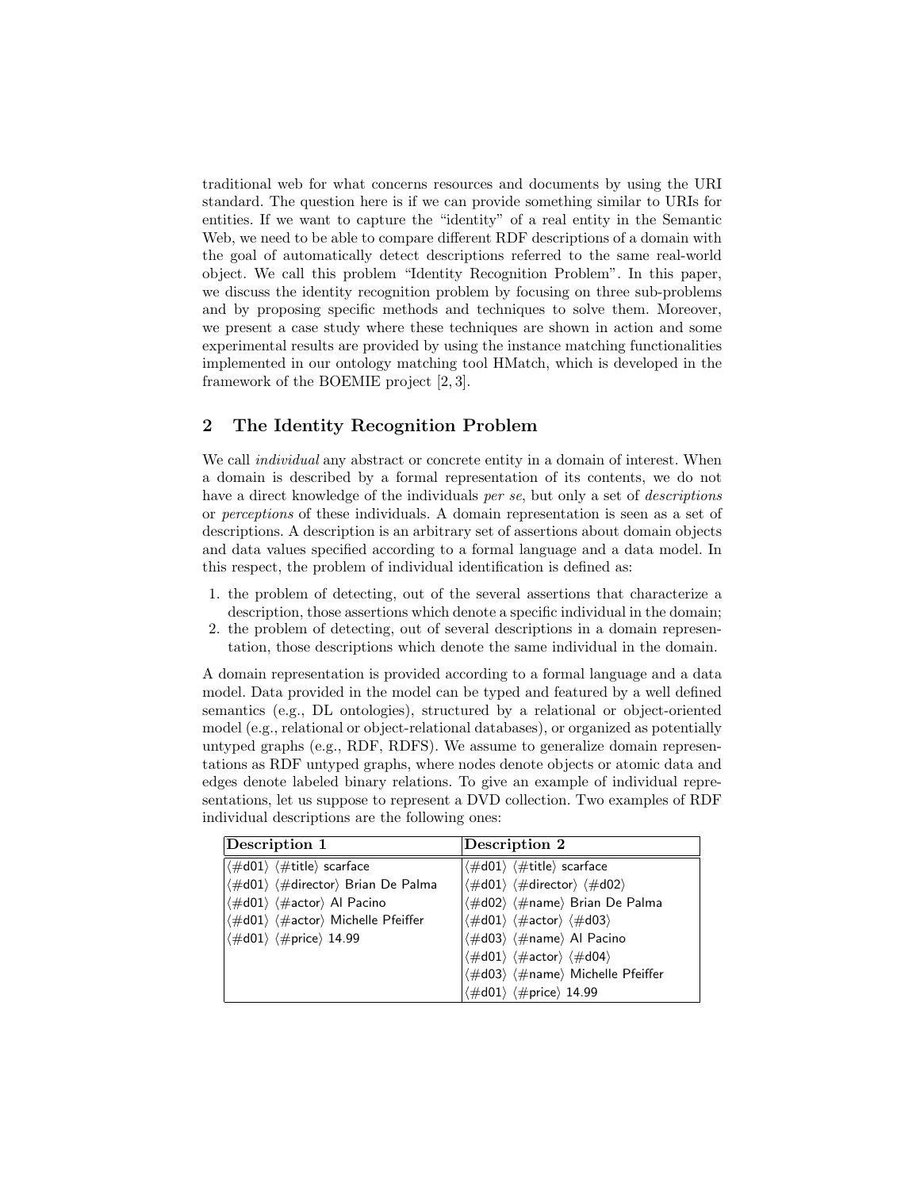traditional web for what concerns resources and documents by using the URI standard. The question here is if we can provide something similar to URIs for entities. If we want to capture the "identity" of a real entity in the Semantic Web, we need to be able to compare different RDF descriptions of a domain with the goal of automatically detect descriptions referred to the same real-world object. We call this problem "Identity Recognition Problem". In this paper, we discuss the identity recognition problem by focusing on three sub-problems and by proposing specific methods and techniques to solve them. Moreover, we present a case study where these techniques are shown in action and some experimental results are provided by using the instance matching functionalities implemented in our ontology matching tool HMatch, which is developed in the framework of the BOEMIE project [2, 3].

## 2 The Identity Recognition Problem

We call *individual* any abstract or concrete entity in a domain of interest. When a domain is described by a formal representation of its contents, we do not have a direct knowledge of the individuals *per se*, but only a set of *descriptions* or *perceptions* of these individuals. A domain representation is seen as a set of descriptions. A description is an arbitrary set of assertions about domain objects and data values specified according to a formal language and a data model. In this respect, the problem of individual identification is defined as:

1. the problem of detecting, out of the several assertions that characterize a description, those assertions which denote a specific individual in the domain;
2. the problem of detecting, out of several descriptions in a domain representation, those descriptions which denote the same individual in the domain.

A domain representation is provided according to a formal language and a data model. Data provided in the model can be typed and featured by a well defined semantics (e.g., DL ontologies), structured by a relational or object-oriented model (e.g., relational or object-relational databases), or organized as potentially untyped graphs (e.g., RDF, RDFS). We assume to generalize domain representations as RDF untyped graphs, where nodes denote objects or atomic data and edges denote labeled binary relations. To give an example of individual representations, let us suppose to represent a DVD collection. Two examples of RDF individual descriptions are the following ones:

| Description 1 | Description 2 |
|---|---|
| ⟨#d01⟩ ⟨#title⟩ scarface | ⟨#d01⟩ ⟨#title⟩ scarface |
| ⟨#d01⟩ ⟨#director⟩ Brian De Palma | ⟨#d01⟩ ⟨#director⟩ ⟨#d02⟩ |
| ⟨#d01⟩ ⟨#actor⟩ Al Pacino | ⟨#d02⟩ ⟨#name⟩ Brian De Palma |
| ⟨#d01⟩ ⟨#actor⟩ Michelle Pfeiffer | ⟨#d01⟩ ⟨#actor⟩ ⟨#d03⟩ |
| ⟨#d01⟩ ⟨#price⟩ 14.99 | ⟨#d03⟩ ⟨#name⟩ Al Pacino |
| | ⟨#d01⟩ ⟨#actor⟩ ⟨#d04⟩ |
| | ⟨#d03⟩ ⟨#name⟩ Michelle Pfeiffer |
| | ⟨#d01⟩ ⟨#price⟩ 14.99 |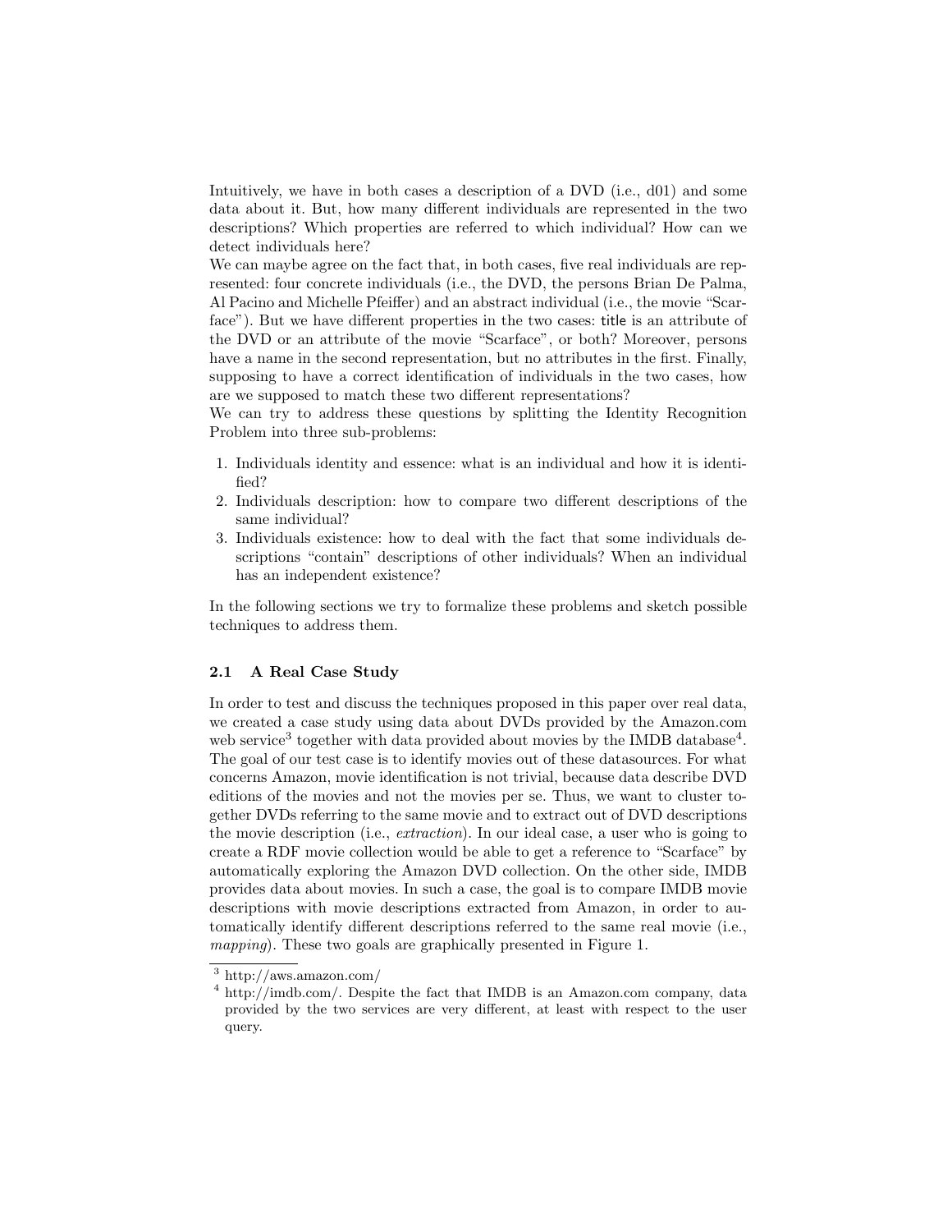Intuitively, we have in both cases a description of a DVD (i.e., d01) and some data about it. But, how many different individuals are represented in the two descriptions? Which properties are referred to which individual? How can we detect individuals here?

We can maybe agree on the fact that, in both cases, five real individuals are represented: four concrete individuals (i.e., the DVD, the persons Brian De Palma, Al Pacino and Michelle Pfeiffer) and an abstract individual (i.e., the movie "Scarface"). But we have different properties in the two cases: title is an attribute of the DVD or an attribute of the movie "Scarface", or both? Moreover, persons have a name in the second representation, but no attributes in the first. Finally, supposing to have a correct identification of individuals in the two cases, how are we supposed to match these two different representations?

We can try to address these questions by splitting the Identity Recognition Problem into three sub-problems:

1. Individuals identity and essence: what is an individual and how it is identified?
2. Individuals description: how to compare two different descriptions of the same individual?
3. Individuals existence: how to deal with the fact that some individuals descriptions "contain" descriptions of other individuals? When an individual has an independent existence?

In the following sections we try to formalize these problems and sketch possible techniques to address them.

### 2.1 A Real Case Study

In order to test and discuss the techniques proposed in this paper over real data, we created a case study using data about DVDs provided by the Amazon.com web service[3] together with data provided about movies by the IMDB database[4]. The goal of our test case is to identify movies out of these datasources. For what concerns Amazon, movie identification is not trivial, because data describe DVD editions of the movies and not the movies per se. Thus, we want to cluster together DVDs referring to the same movie and to extract out of DVD descriptions the movie description (i.e., *extraction*). In our ideal case, a user who is going to create a RDF movie collection would be able to get a reference to "Scarface" by automatically exploring the Amazon DVD collection. On the other side, IMDB provides data about movies. In such a case, the goal is to compare IMDB movie descriptions with movie descriptions extracted from Amazon, in order to automatically identify different descriptions referred to the same real movie (i.e., *mapping*). These two goals are graphically presented in Figure 1.

[3] http://aws.amazon.com/

[4] http://imdb.com/. Despite the fact that IMDB is an Amazon.com company, data provided by the two services are very different, at least with respect to the user query.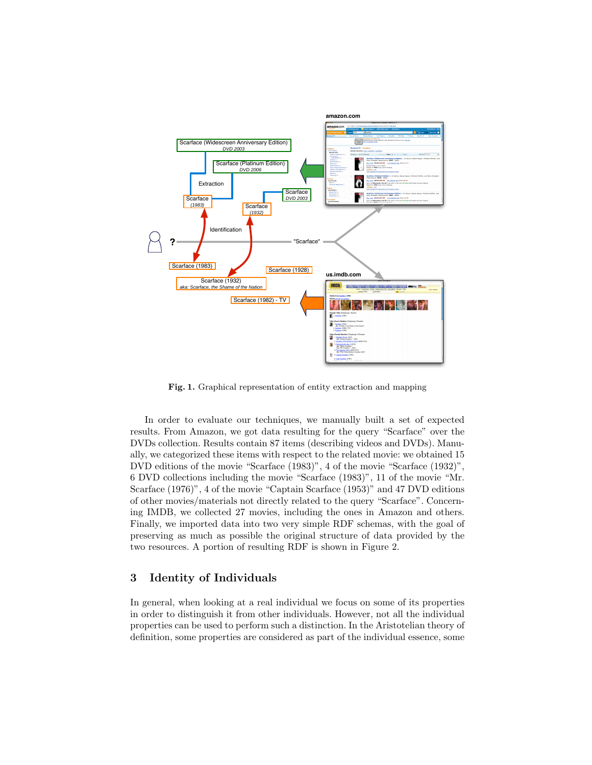amazon.com

Scarface (Widescreen Anniversary Edition)
DVD 2003

Scarface (Platinum Edition)
DVD 2006

Extraction

Scarface
(1983)

Scarface
DVD 2003

Scarface
(1932)

Identification

?

"Scarface"

Scarface (1983)

Scarface (1928)

Scarface (1932)
aka: Scarface, the Shame of the Nation

Scarface (1982) - TV

us.imdb.com

**Fig. 1.** Graphical representation of entity extraction and mapping

In order to evaluate our techniques, we manually built a set of expected results. From Amazon, we got data resulting for the query "Scarface" over the DVDs collection. Results contain 87 items (describing videos and DVDs). Manually, we categorized these items with respect to the related movie: we obtained 15 DVD editions of the movie "Scarface (1983)", 4 of the movie "Scarface (1932)", 6 DVD collections including the movie "Scarface (1983)", 11 of the movie "Mr. Scarface (1976)", 4 of the movie "Captain Scarface (1953)" and 47 DVD editions of other movies/materials not directly related to the query "Scarface". Concerning IMDB, we collected 27 movies, including the ones in Amazon and others. Finally, we imported data into two very simple RDF schemas, with the goal of preserving as much as possible the original structure of data provided by the two resources. A portion of resulting RDF is shown in Figure 2.

## 3 Identity of Individuals

In general, when looking at a real individual we focus on some of its properties in order to distinguish it from other individuals. However, not all the individual properties can be used to perform such a distinction. In the Aristotelian theory of definition, some properties are considered as part of the individual essence, some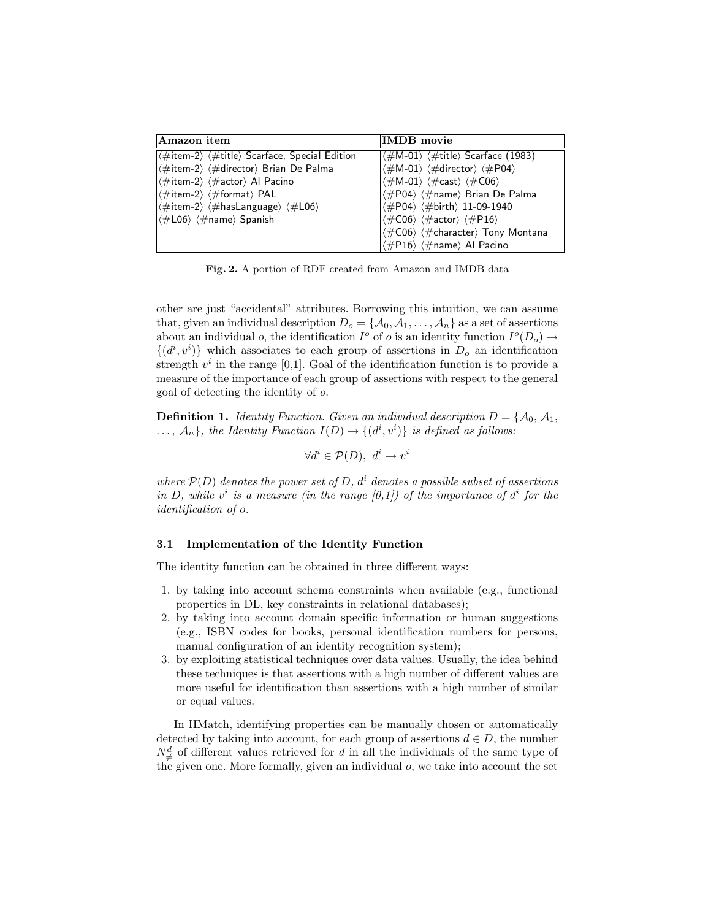| Amazon item | IMDB movie |
|---|---|
| ⟨#item-2⟩ ⟨#title⟩ Scarface, Special Edition | ⟨#M-01⟩ ⟨#title⟩ Scarface (1983) |
| ⟨#item-2⟩ ⟨#director⟩ Brian De Palma | ⟨#M-01⟩ ⟨#director⟩ ⟨#P04⟩ |
| ⟨#item-2⟩ ⟨#actor⟩ Al Pacino | ⟨#M-01⟩ ⟨#cast⟩ ⟨#C06⟩ |
| ⟨#item-2⟩ ⟨#format⟩ PAL | ⟨#P04⟩ ⟨#name⟩ Brian De Palma |
| ⟨#item-2⟩ ⟨#hasLanguage⟩ ⟨#L06⟩ | ⟨#P04⟩ ⟨#birth⟩ 11-09-1940 |
| ⟨#L06⟩ ⟨#name⟩ Spanish | ⟨#C06⟩ ⟨#actor⟩ ⟨#P16⟩ |
| | ⟨#C06⟩ ⟨#character⟩ Tony Montana |
| | ⟨#P16⟩ ⟨#name⟩ Al Pacino |

**Fig. 2.** A portion of RDF created from Amazon and IMDB data

other are just "accidental" attributes. Borrowing this intuition, we can assume that, given an individual description $D_o = \{\mathcal{A}_0, \mathcal{A}_1, \ldots, \mathcal{A}_n\}$ as a set of assertions about an individual $o$, the identification $I^o$ of $o$ is an identity function $I^o(D_o) \rightarrow \{(d^i, v^i)\}$ which associates to each group of assertions in $D_o$ an identification strength $v^i$ in the range [0,1]. Goal of the identification function is to provide a measure of the importance of each group of assertions with respect to the general goal of detecting the identity of $o$.

**Definition 1.** *Identity Function. Given an individual description $D = \{\mathcal{A}_0, \mathcal{A}_1, \ldots, \mathcal{A}_n\}$, the Identity Function $I(D) \rightarrow \{(d^i, v^i)\}$ is defined as follows:*

$$\forall d^i \in \mathcal{P}(D),\ d^i \rightarrow v^i$$

*where $\mathcal{P}(D)$ denotes the power set of $D$, $d^i$ denotes a possible subset of assertions in $D$, while $v^i$ is a measure (in the range [0,1]) of the importance of $d^i$ for the identification of $o$.*

### 3.1 Implementation of the Identity Function

The identity function can be obtained in three different ways:

1. by taking into account schema constraints when available (e.g., functional properties in DL, key constraints in relational databases);
2. by taking into account domain specific information or human suggestions (e.g., ISBN codes for books, personal identification numbers for persons, manual configuration of an identity recognition system);
3. by exploiting statistical techniques over data values. Usually, the idea behind these techniques is that assertions with a high number of different values are more useful for identification than assertions with a high number of similar or equal values.

In HMatch, identifying properties can be manually chosen or automatically detected by taking into account, for each group of assertions $d \in D$, the number $N^d_{\neq}$ of different values retrieved for $d$ in all the individuals of the same type of the given one. More formally, given an individual $o$, we take into account the set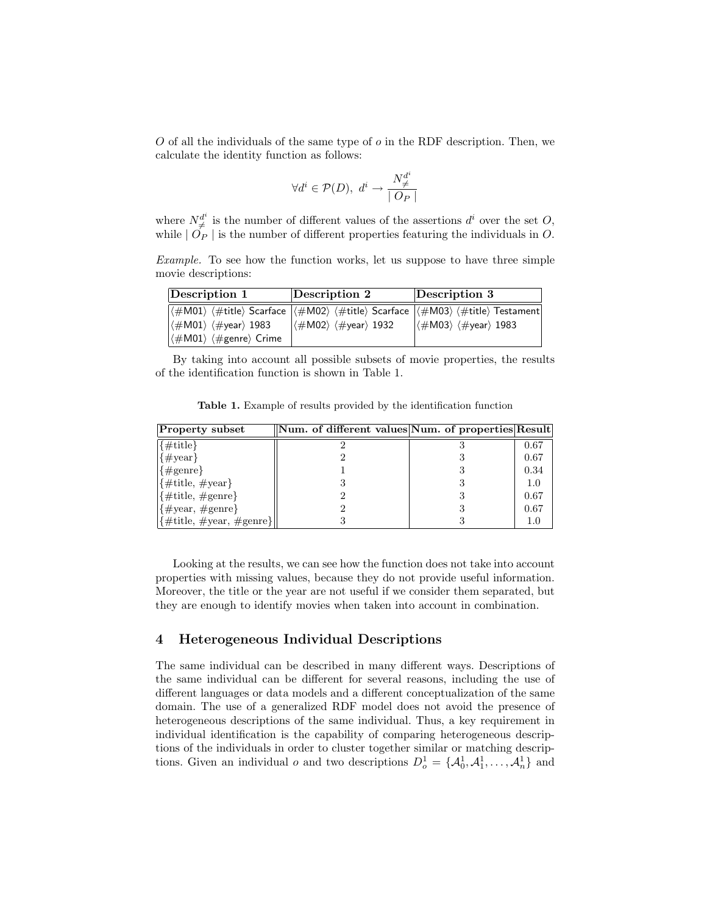$O$ of all the individuals of the same type of $o$ in the RDF description. Then, we calculate the identity function as follows:

$$\forall d^i \in \mathcal{P}(D),\ d^i \rightarrow \frac{N_{\neq}^{d^i}}{\mid O_P \mid}$$

where $N_{\neq}^{d^i}$ is the number of different values of the assertions $d^i$ over the set $O$, while $\mid O_P \mid$ is the number of different properties featuring the individuals in $O$.

*Example.* To see how the function works, let us suppose to have three simple movie descriptions:

| **Description 1** | **Description 2** | **Description 3** |
|---|---|---|
| ⟨#M01⟩ ⟨#title⟩ Scarface | ⟨#M02⟩ ⟨#title⟩ Scarface | ⟨#M03⟩ ⟨#title⟩ Testament |
| ⟨#M01⟩ ⟨#year⟩ 1983 | ⟨#M02⟩ ⟨#year⟩ 1932 | ⟨#M03⟩ ⟨#year⟩ 1983 |
| ⟨#M01⟩ ⟨#genre⟩ Crime | | |

By taking into account all possible subsets of movie properties, the results of the identification function is shown in Table 1.

**Table 1.** Example of results provided by the identification function

| **Property subset** | **Num. of different values** | **Num. of properties** | **Result** |
|---|---|---|---|
| {#title} | 2 | 3 | 0.67 |
| {#year} | 2 | 3 | 0.67 |
| {#genre} | 1 | 3 | 0.34 |
| {#title, #year} | 3 | 3 | 1.0 |
| {#title, #genre} | 2 | 3 | 0.67 |
| {#year, #genre} | 2 | 3 | 0.67 |
| {#title, #year, #genre} | 3 | 3 | 1.0 |

Looking at the results, we can see how the function does not take into account properties with missing values, because they do not provide useful information. Moreover, the title or the year are not useful if we consider them separated, but they are enough to identify movies when taken into account in combination.

## 4 Heterogeneous Individual Descriptions

The same individual can be described in many different ways. Descriptions of the same individual can be different for several reasons, including the use of different languages or data models and a different conceptualization of the same domain. The use of a generalized RDF model does not avoid the presence of heterogeneous descriptions of the same individual. Thus, a key requirement in individual identification is the capability of comparing heterogeneous descriptions of the individuals in order to cluster together similar or matching descriptions. Given an individual $o$ and two descriptions $D_o^1 = \{\mathcal{A}_0^1, \mathcal{A}_1^1, \ldots, \mathcal{A}_n^1\}$ and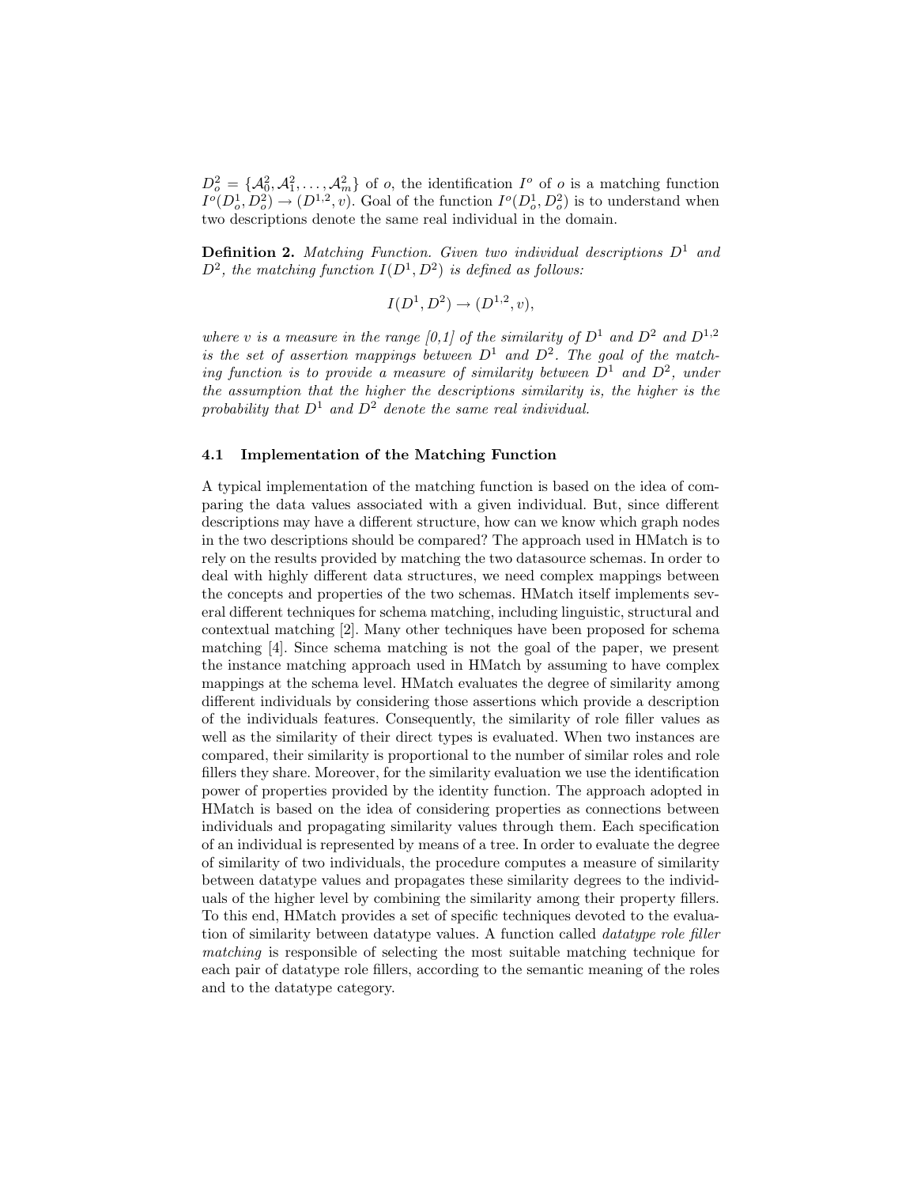$D_o^2 = \{\mathcal{A}_0^2, \mathcal{A}_1^2, \ldots, \mathcal{A}_m^2\}$ of $o$, the identification $I^o$ of $o$ is a matching function $I^o(D_o^1, D_o^2) \rightarrow (D^{1,2}, v)$. Goal of the function $I^o(D_o^1, D_o^2)$ is to understand when two descriptions denote the same real individual in the domain.

**Definition 2.** *Matching Function. Given two individual descriptions $D^1$ and $D^2$, the matching function $I(D^1, D^2)$ is defined as follows:*

$$I(D^1, D^2) \rightarrow (D^{1,2}, v),$$

*where $v$ is a measure in the range [0,1] of the similarity of $D^1$ and $D^2$ and $D^{1,2}$ is the set of assertion mappings between $D^1$ and $D^2$. The goal of the matching function is to provide a measure of similarity between $D^1$ and $D^2$, under the assumption that the higher the descriptions similarity is, the higher is the probability that $D^1$ and $D^2$ denote the same real individual.*

### 4.1 Implementation of the Matching Function

A typical implementation of the matching function is based on the idea of comparing the data values associated with a given individual. But, since different descriptions may have a different structure, how can we know which graph nodes in the two descriptions should be compared? The approach used in HMatch is to rely on the results provided by matching the two datasource schemas. In order to deal with highly different data structures, we need complex mappings between the concepts and properties of the two schemas. HMatch itself implements several different techniques for schema matching, including linguistic, structural and contextual matching [2]. Many other techniques have been proposed for schema matching [4]. Since schema matching is not the goal of the paper, we present the instance matching approach used in HMatch by assuming to have complex mappings at the schema level. HMatch evaluates the degree of similarity among different individuals by considering those assertions which provide a description of the individuals features. Consequently, the similarity of role filler values as well as the similarity of their direct types is evaluated. When two instances are compared, their similarity is proportional to the number of similar roles and role fillers they share. Moreover, for the similarity evaluation we use the identification power of properties provided by the identity function. The approach adopted in HMatch is based on the idea of considering properties as connections between individuals and propagating similarity values through them. Each specification of an individual is represented by means of a tree. In order to evaluate the degree of similarity of two individuals, the procedure computes a measure of similarity between datatype values and propagates these similarity degrees to the individuals of the higher level by combining the similarity among their property fillers. To this end, HMatch provides a set of specific techniques devoted to the evaluation of similarity between datatype values. A function called *datatype role filler matching* is responsible of selecting the most suitable matching technique for each pair of datatype role fillers, according to the semantic meaning of the roles and to the datatype category.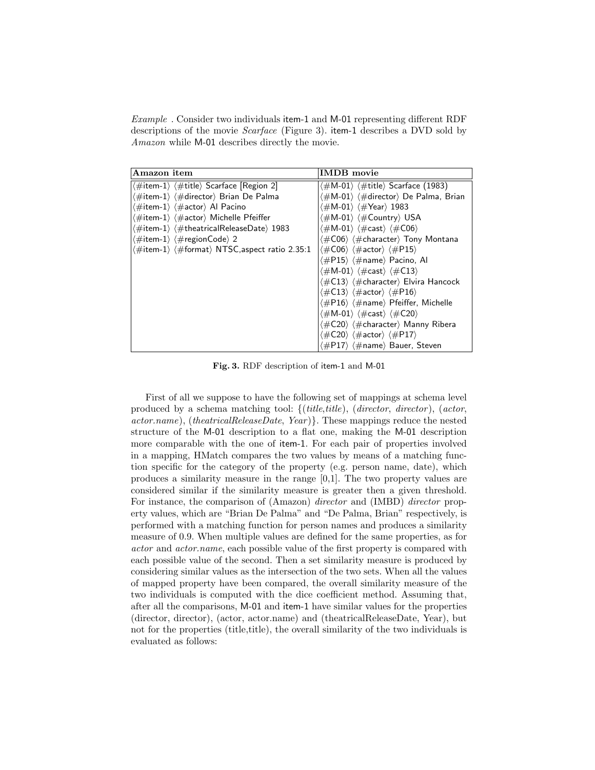*Example* . Consider two individuals item-1 and M-01 representing different RDF descriptions of the movie *Scarface* (Figure 3). item-1 describes a DVD sold by *Amazon* while M-01 describes directly the movie.

| **Amazon item** | **IMDB movie** |
|---|---|
| ⟨#item-1⟩ ⟨#title⟩ Scarface [Region 2] | ⟨#M-01⟩ ⟨#title⟩ Scarface (1983) |
| ⟨#item-1⟩ ⟨#director⟩ Brian De Palma | ⟨#M-01⟩ ⟨#director⟩ De Palma, Brian |
| ⟨#item-1⟩ ⟨#actor⟩ Al Pacino | ⟨#M-01⟩ ⟨#Year⟩ 1983 |
| ⟨#item-1⟩ ⟨#actor⟩ Michelle Pfeiffer | ⟨#M-01⟩ ⟨#Country⟩ USA |
| ⟨#item-1⟩ ⟨#theatricalReleaseDate⟩ 1983 | ⟨#M-01⟩ ⟨#cast⟩ ⟨#C06⟩ |
| ⟨#item-1⟩ ⟨#regionCode⟩ 2 | ⟨#C06⟩ ⟨#character⟩ Tony Montana |
| ⟨#item-1⟩ ⟨#format⟩ NTSC,aspect ratio 2.35:1 | ⟨#C06⟩ ⟨#actor⟩ ⟨#P15⟩ |
| | ⟨#P15⟩ ⟨#name⟩ Pacino, Al |
| | ⟨#M-01⟩ ⟨#cast⟩ ⟨#C13⟩ |
| | ⟨#C13⟩ ⟨#character⟩ Elvira Hancock |
| | ⟨#C13⟩ ⟨#actor⟩ ⟨#P16⟩ |
| | ⟨#P16⟩ ⟨#name⟩ Pfeiffer, Michelle |
| | ⟨#M-01⟩ ⟨#cast⟩ ⟨#C20⟩ |
| | ⟨#C20⟩ ⟨#character⟩ Manny Ribera |
| | ⟨#C20⟩ ⟨#actor⟩ ⟨#P17⟩ |
| | ⟨#P17⟩ ⟨#name⟩ Bauer, Steven |

**Fig. 3.** RDF description of item-1 and M-01

First of all we suppose to have the following set of mappings at schema level produced by a schema matching tool: {(*title*,*title*), (*director*, *director*), (*actor*, *actor.name*), (*theatricalReleaseDate*, *Year*)}. These mappings reduce the nested structure of the M-01 description to a flat one, making the M-01 description more comparable with the one of item-1. For each pair of properties involved in a mapping, HMatch compares the two values by means of a matching function specific for the category of the property (e.g. person name, date), which produces a similarity measure in the range [0,1]. The two property values are considered similar if the similarity measure is greater then a given threshold. For instance, the comparison of (Amazon) *director* and (IMBD) *director* property values, which are "Brian De Palma" and "De Palma, Brian" respectively, is performed with a matching function for person names and produces a similarity measure of 0.9. When multiple values are defined for the same properties, as for *actor* and *actor.name*, each possible value of the first property is compared with each possible value of the second. Then a set similarity measure is produced by considering similar values as the intersection of the two sets. When all the values of mapped property have been compared, the overall similarity measure of the two individuals is computed with the dice coefficient method. Assuming that, after all the comparisons, M-01 and item-1 have similar values for the properties (director, director), (actor, actor.name) and (theatricalReleaseDate, Year), but not for the properties (title,title), the overall similarity of the two individuals is evaluated as follows: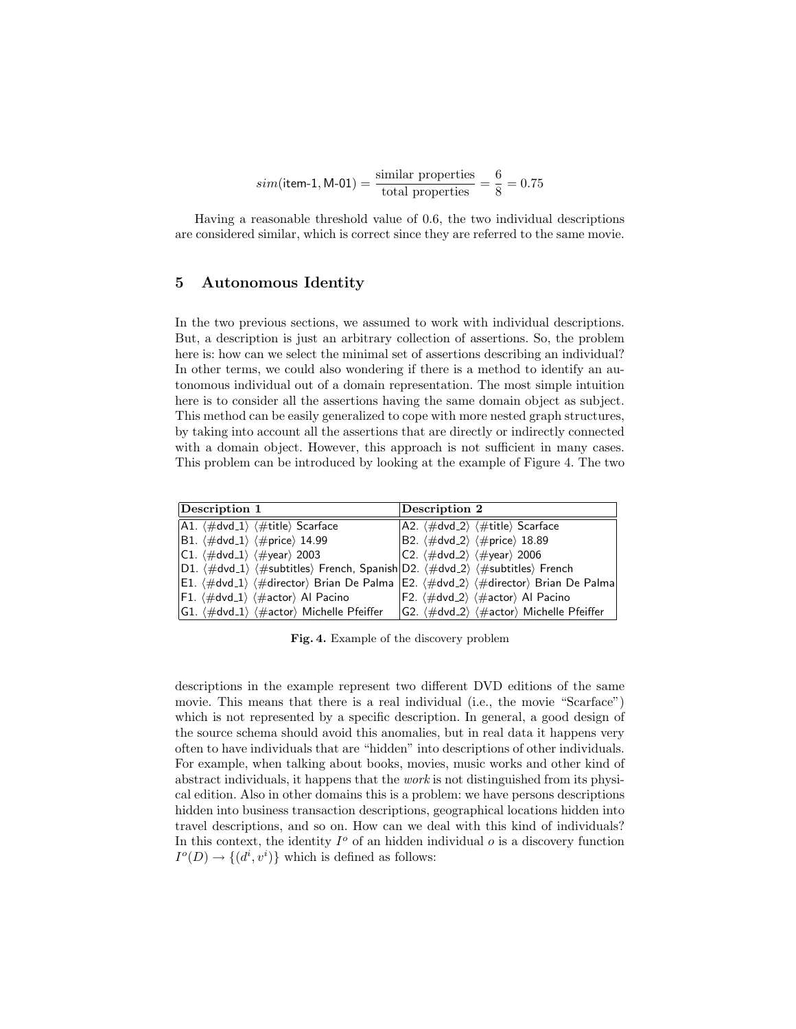$$sim(\textsf{item-1}, \textsf{M-01}) = \frac{\text{similar properties}}{\text{total properties}} = \frac{6}{8} = 0.75$$

Having a reasonable threshold value of 0.6, the two individual descriptions are considered similar, which is correct since they are referred to the same movie.

## 5 Autonomous Identity

In the two previous sections, we assumed to work with individual descriptions. But, a description is just an arbitrary collection of assertions. So, the problem here is: how can we select the minimal set of assertions describing an individual? In other terms, we could also wondering if there is a method to identify an autonomous individual out of a domain representation. The most simple intuition here is to consider all the assertions having the same domain object as subject. This method can be easily generalized to cope with more nested graph structures, by taking into account all the assertions that are directly or indirectly connected with a domain object. However, this approach is not sufficient in many cases. This problem can be introduced by looking at the example of Figure 4. The two

| **Description 1** | **Description 2** |
|---|---|
| A1. ⟨#dvd_1⟩ ⟨#title⟩ Scarface | A2. ⟨#dvd_2⟩ ⟨#title⟩ Scarface |
| B1. ⟨#dvd_1⟩ ⟨#price⟩ 14.99 | B2. ⟨#dvd_2⟩ ⟨#price⟩ 18.89 |
| C1. ⟨#dvd_1⟩ ⟨#year⟩ 2003 | C2. ⟨#dvd_2⟩ ⟨#year⟩ 2006 |
| D1. ⟨#dvd_1⟩ ⟨#subtitles⟩ French, Spanish | D2. ⟨#dvd_2⟩ ⟨#subtitles⟩ French |
| E1. ⟨#dvd_1⟩ ⟨#director⟩ Brian De Palma | E2. ⟨#dvd_2⟩ ⟨#director⟩ Brian De Palma |
| F1. ⟨#dvd_1⟩ ⟨#actor⟩ Al Pacino | F2. ⟨#dvd_2⟩ ⟨#actor⟩ Al Pacino |
| G1. ⟨#dvd_1⟩ ⟨#actor⟩ Michelle Pfeiffer | G2. ⟨#dvd_2⟩ ⟨#actor⟩ Michelle Pfeiffer |

**Fig. 4.** Example of the discovery problem

descriptions in the example represent two different DVD editions of the same movie. This means that there is a real individual (i.e., the movie "Scarface") which is not represented by a specific description. In general, a good design of the source schema should avoid this anomalies, but in real data it happens very often to have individuals that are "hidden" into descriptions of other individuals. For example, when talking about books, movies, music works and other kind of abstract individuals, it happens that the *work* is not distinguished from its physical edition. Also in other domains this is a problem: we have persons descriptions hidden into business transaction descriptions, geographical locations hidden into travel descriptions, and so on. How can we deal with this kind of individuals? In this context, the identity $I^o$ of an hidden individual $o$ is a discovery function $I^o(D) \rightarrow \{(d^i, v^i)\}$ which is defined as follows: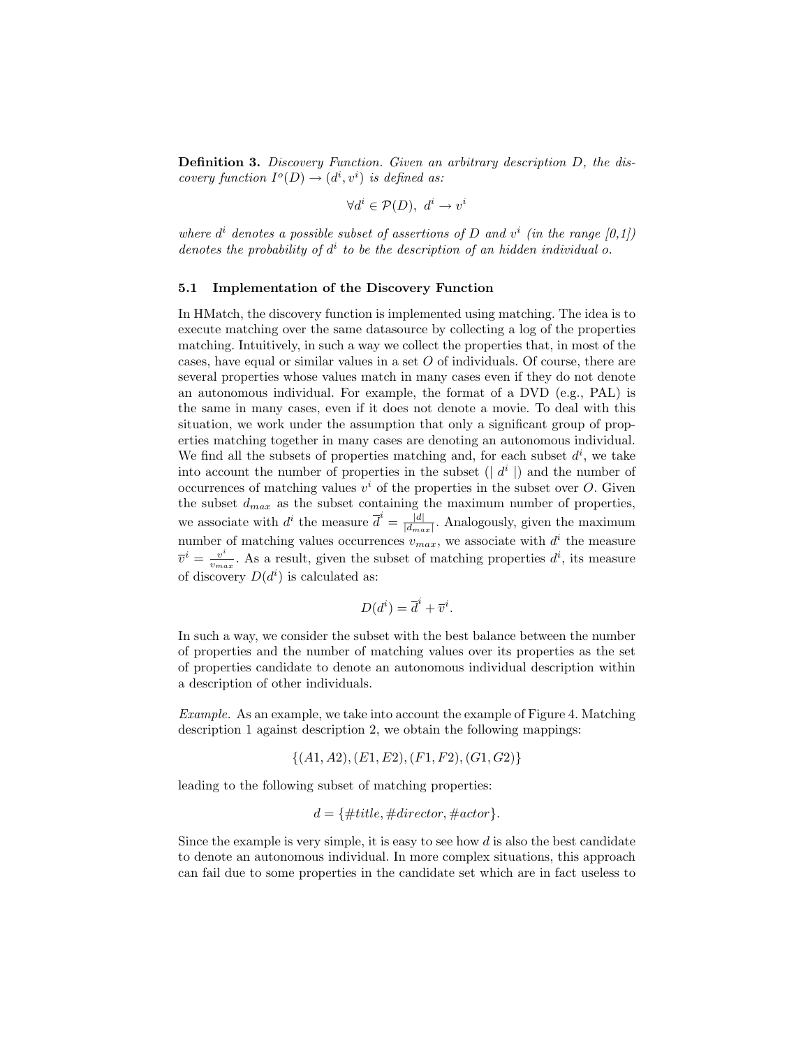**Definition 3.** *Discovery Function. Given an arbitrary description $D$, the discovery function $I^o(D) \rightarrow (d^i, v^i)$ is defined as:*

$$\forall d^i \in \mathcal{P}(D),\ d^i \rightarrow v^i$$

*where $d^i$ denotes a possible subset of assertions of $D$ and $v^i$ (in the range [0,1]) denotes the probability of $d^i$ to be the description of an hidden individual $o$.*

### 5.1 Implementation of the Discovery Function

In HMatch, the discovery function is implemented using matching. The idea is to execute matching over the same datasource by collecting a log of the properties matching. Intuitively, in such a way we collect the properties that, in most of the cases, have equal or similar values in a set $O$ of individuals. Of course, there are several properties whose values match in many cases even if they do not denote an autonomous individual. For example, the format of a DVD (e.g., PAL) is the same in many cases, even if it does not denote a movie. To deal with this situation, we work under the assumption that only a significant group of properties matching together in many cases are denoting an autonomous individual. We find all the subsets of properties matching and, for each subset $d^i$, we take into account the number of properties in the subset ($| d^i |$) and the number of occurrences of matching values $v^i$ of the properties in the subset over $O$. Given the subset $d_{max}$ as the subset containing the maximum number of properties, we associate with $d^i$ the measure $\overline{d}^i = \frac{|d|}{|d_{max}|}$. Analogously, given the maximum number of matching values occurrences $v_{max}$, we associate with $d^i$ the measure $\overline{v}^i = \frac{v^i}{v_{max}}$. As a result, given the subset of matching properties $d^i$, its measure of discovery $D(d^i)$ is calculated as:

$$D(d^i) = \overline{d}^i + \overline{v}^i.$$

In such a way, we consider the subset with the best balance between the number of properties and the number of matching values over its properties as the set of properties candidate to denote an autonomous individual description within a description of other individuals.

*Example.* As an example, we take into account the example of Figure 4. Matching description 1 against description 2, we obtain the following mappings:

$$\{(A1, A2), (E1, E2), (F1, F2), (G1, G2)\}$$

leading to the following subset of matching properties:

$$d = \{\#title, \#director, \#actor\}.$$

Since the example is very simple, it is easy to see how $d$ is also the best candidate to denote an autonomous individual. In more complex situations, this approach can fail due to some properties in the candidate set which are in fact useless to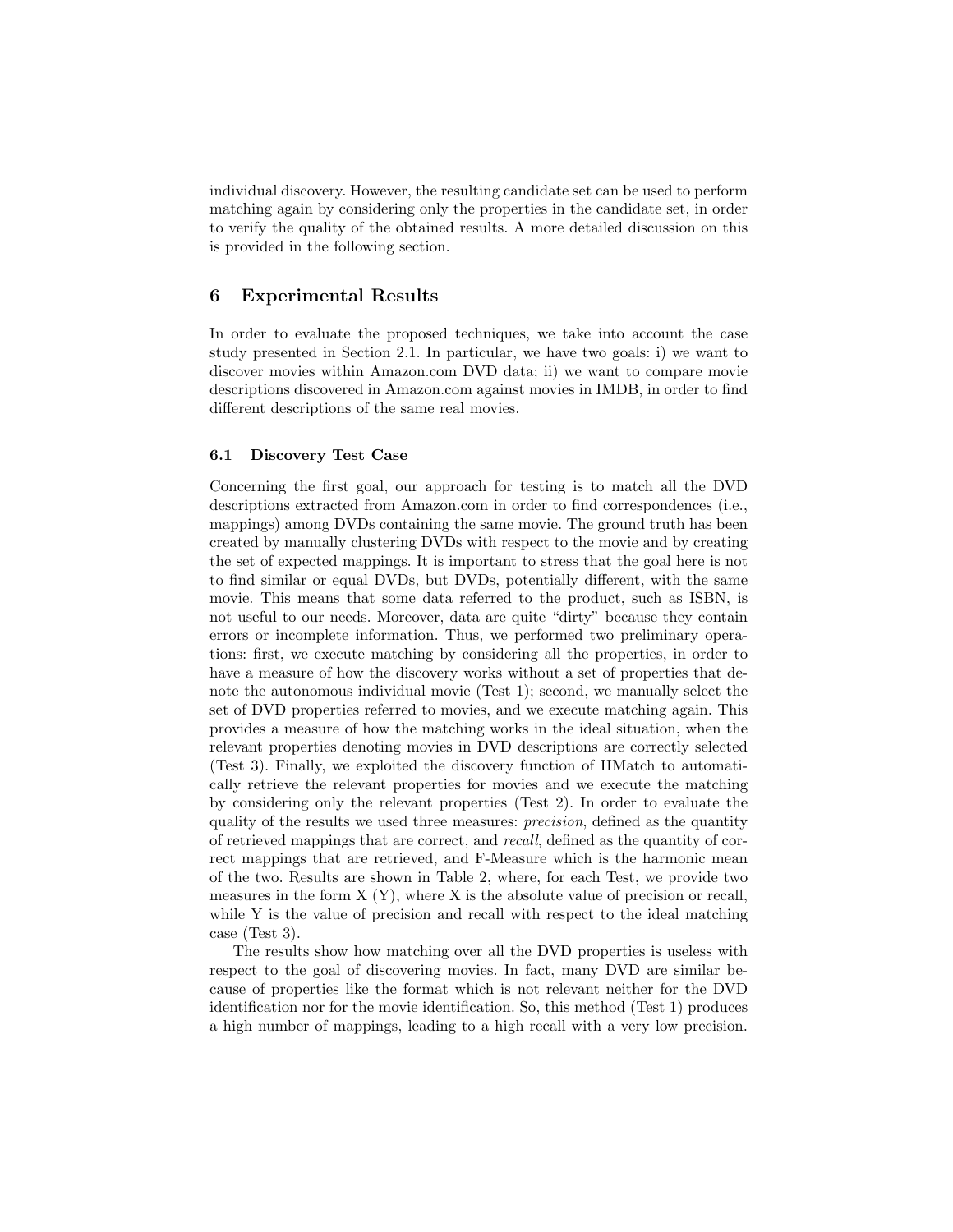individual discovery. However, the resulting candidate set can be used to perform matching again by considering only the properties in the candidate set, in order to verify the quality of the obtained results. A more detailed discussion on this is provided in the following section.

## 6 Experimental Results

In order to evaluate the proposed techniques, we take into account the case study presented in Section 2.1. In particular, we have two goals: i) we want to discover movies within Amazon.com DVD data; ii) we want to compare movie descriptions discovered in Amazon.com against movies in IMDB, in order to find different descriptions of the same real movies.

### 6.1 Discovery Test Case

Concerning the first goal, our approach for testing is to match all the DVD descriptions extracted from Amazon.com in order to find correspondences (i.e., mappings) among DVDs containing the same movie. The ground truth has been created by manually clustering DVDs with respect to the movie and by creating the set of expected mappings. It is important to stress that the goal here is not to find similar or equal DVDs, but DVDs, potentially different, with the same movie. This means that some data referred to the product, such as ISBN, is not useful to our needs. Moreover, data are quite "dirty" because they contain errors or incomplete information. Thus, we performed two preliminary operations: first, we execute matching by considering all the properties, in order to have a measure of how the discovery works without a set of properties that denote the autonomous individual movie (Test 1); second, we manually select the set of DVD properties referred to movies, and we execute matching again. This provides a measure of how the matching works in the ideal situation, when the relevant properties denoting movies in DVD descriptions are correctly selected (Test 3). Finally, we exploited the discovery function of HMatch to automatically retrieve the relevant properties for movies and we execute the matching by considering only the relevant properties (Test 2). In order to evaluate the quality of the results we used three measures: *precision*, defined as the quantity of retrieved mappings that are correct, and *recall*, defined as the quantity of correct mappings that are retrieved, and F-Measure which is the harmonic mean of the two. Results are shown in Table 2, where, for each Test, we provide two measures in the form X (Y), where X is the absolute value of precision or recall, while Y is the value of precision and recall with respect to the ideal matching case (Test 3).

The results show how matching over all the DVD properties is useless with respect to the goal of discovering movies. In fact, many DVD are similar because of properties like the format which is not relevant neither for the DVD identification nor for the movie identification. So, this method (Test 1) produces a high number of mappings, leading to a high recall with a very low precision.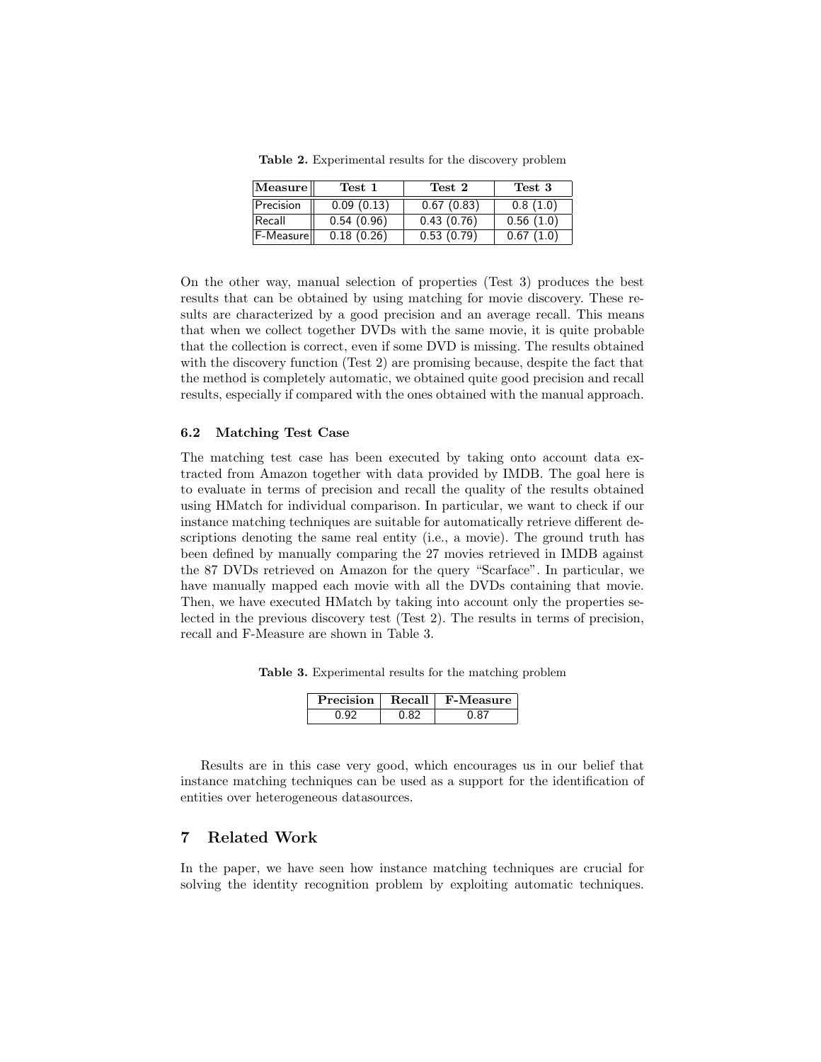**Table 2.** Experimental results for the discovery problem

| Measure | Test 1 | Test 2 | Test 3 |
|---|---|---|---|
| Precision | 0.09 (0.13) | 0.67 (0.83) | 0.8 (1.0) |
| Recall | 0.54 (0.96) | 0.43 (0.76) | 0.56 (1.0) |
| F-Measure | 0.18 (0.26) | 0.53 (0.79) | 0.67 (1.0) |

On the other way, manual selection of properties (Test 3) produces the best results that can be obtained by using matching for movie discovery. These results are characterized by a good precision and an average recall. This means that when we collect together DVDs with the same movie, it is quite probable that the collection is correct, even if some DVD is missing. The results obtained with the discovery function (Test 2) are promising because, despite the fact that the method is completely automatic, we obtained quite good precision and recall results, especially if compared with the ones obtained with the manual approach.

### 6.2 Matching Test Case

The matching test case has been executed by taking onto account data extracted from Amazon together with data provided by IMDB. The goal here is to evaluate in terms of precision and recall the quality of the results obtained using HMatch for individual comparison. In particular, we want to check if our instance matching techniques are suitable for automatically retrieve different descriptions denoting the same real entity (i.e., a movie). The ground truth has been defined by manually comparing the 27 movies retrieved in IMDB against the 87 DVDs retrieved on Amazon for the query "Scarface". In particular, we have manually mapped each movie with all the DVDs containing that movie. Then, we have executed HMatch by taking into account only the properties selected in the previous discovery test (Test 2). The results in terms of precision, recall and F-Measure are shown in Table 3.

**Table 3.** Experimental results for the matching problem

| Precision | Recall | F-Measure |
|---|---|---|
| 0.92 | 0.82 | 0.87 |

Results are in this case very good, which encourages us in our belief that instance matching techniques can be used as a support for the identification of entities over heterogeneous datasources.

## 7 Related Work

In the paper, we have seen how instance matching techniques are crucial for solving the identity recognition problem by exploiting automatic techniques.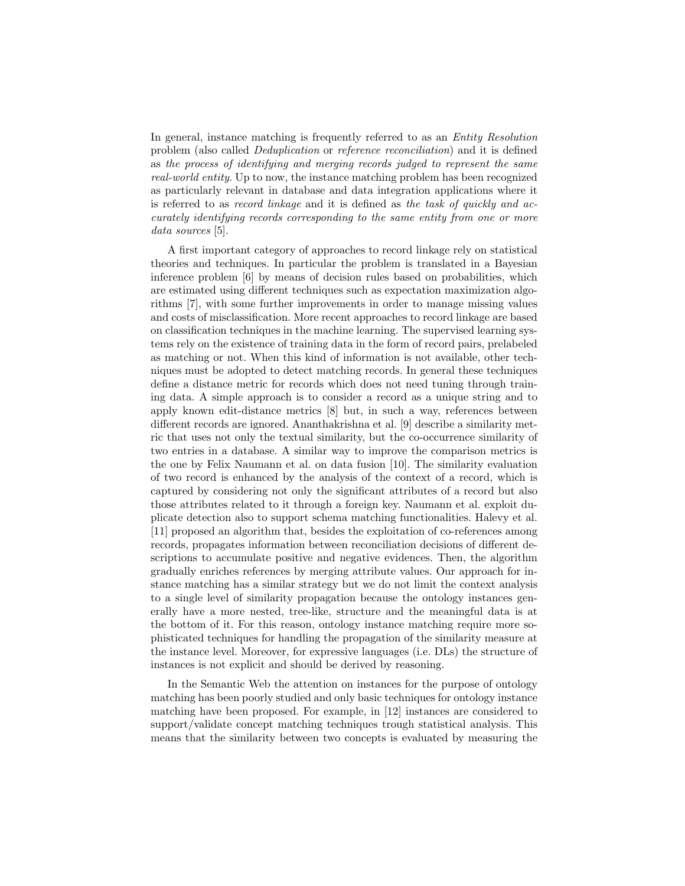In general, instance matching is frequently referred to as an *Entity Resolution* problem (also called *Deduplication* or *reference reconciliation*) and it is defined as *the process of identifying and merging records judged to represent the same real-world entity*. Up to now, the instance matching problem has been recognized as particularly relevant in database and data integration applications where it is referred to as *record linkage* and it is defined as *the task of quickly and accurately identifying records corresponding to the same entity from one or more data sources* [5].

A first important category of approaches to record linkage rely on statistical theories and techniques. In particular the problem is translated in a Bayesian inference problem [6] by means of decision rules based on probabilities, which are estimated using different techniques such as expectation maximization algorithms [7], with some further improvements in order to manage missing values and costs of misclassification. More recent approaches to record linkage are based on classification techniques in the machine learning. The supervised learning systems rely on the existence of training data in the form of record pairs, prelabeled as matching or not. When this kind of information is not available, other techniques must be adopted to detect matching records. In general these techniques define a distance metric for records which does not need tuning through training data. A simple approach is to consider a record as a unique string and to apply known edit-distance metrics [8] but, in such a way, references between different records are ignored. Ananthakrishna et al. [9] describe a similarity metric that uses not only the textual similarity, but the co-occurrence similarity of two entries in a database. A similar way to improve the comparison metrics is the one by Felix Naumann et al. on data fusion [10]. The similarity evaluation of two record is enhanced by the analysis of the context of a record, which is captured by considering not only the significant attributes of a record but also those attributes related to it through a foreign key. Naumann et al. exploit duplicate detection also to support schema matching functionalities. Halevy et al. [11] proposed an algorithm that, besides the exploitation of co-references among records, propagates information between reconciliation decisions of different descriptions to accumulate positive and negative evidences. Then, the algorithm gradually enriches references by merging attribute values. Our approach for instance matching has a similar strategy but we do not limit the context analysis to a single level of similarity propagation because the ontology instances generally have a more nested, tree-like, structure and the meaningful data is at the bottom of it. For this reason, ontology instance matching require more sophisticated techniques for handling the propagation of the similarity measure at the instance level. Moreover, for expressive languages (i.e. DLs) the structure of instances is not explicit and should be derived by reasoning.

In the Semantic Web the attention on instances for the purpose of ontology matching has been poorly studied and only basic techniques for ontology instance matching have been proposed. For example, in [12] instances are considered to support/validate concept matching techniques trough statistical analysis. This means that the similarity between two concepts is evaluated by measuring the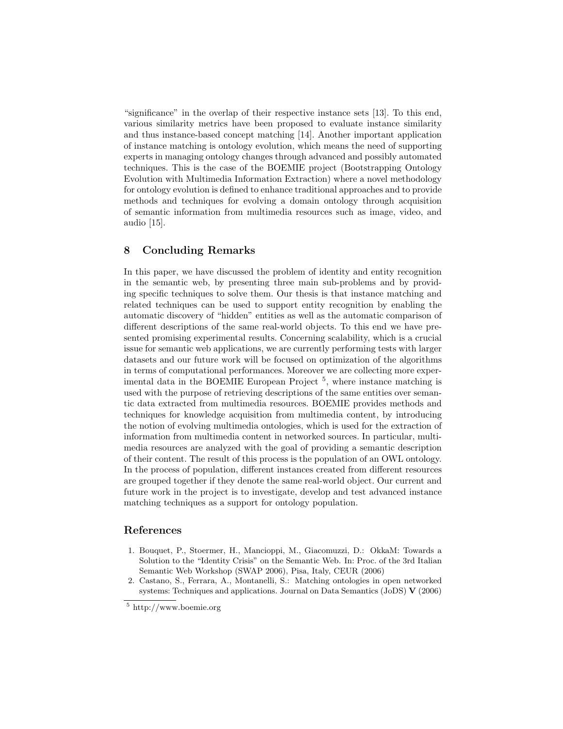"significance" in the overlap of their respective instance sets [13]. To this end, various similarity metrics have been proposed to evaluate instance similarity and thus instance-based concept matching [14]. Another important application of instance matching is ontology evolution, which means the need of supporting experts in managing ontology changes through advanced and possibly automated techniques. This is the case of the BOEMIE project (Bootstrapping Ontology Evolution with Multimedia Information Extraction) where a novel methodology for ontology evolution is defined to enhance traditional approaches and to provide methods and techniques for evolving a domain ontology through acquisition of semantic information from multimedia resources such as image, video, and audio [15].

## 8 Concluding Remarks

In this paper, we have discussed the problem of identity and entity recognition in the semantic web, by presenting three main sub-problems and by providing specific techniques to solve them. Our thesis is that instance matching and related techniques can be used to support entity recognition by enabling the automatic discovery of "hidden" entities as well as the automatic comparison of different descriptions of the same real-world objects. To this end we have presented promising experimental results. Concerning scalability, which is a crucial issue for semantic web applications, we are currently performing tests with larger datasets and our future work will be focused on optimization of the algorithms in terms of computational performances. Moreover we are collecting more experimental data in the BOEMIE European Project [5], where instance matching is used with the purpose of retrieving descriptions of the same entities over semantic data extracted from multimedia resources. BOEMIE provides methods and techniques for knowledge acquisition from multimedia content, by introducing the notion of evolving multimedia ontologies, which is used for the extraction of information from multimedia content in networked sources. In particular, multimedia resources are analyzed with the goal of providing a semantic description of their content. The result of this process is the population of an OWL ontology. In the process of population, different instances created from different resources are grouped together if they denote the same real-world object. Our current and future work in the project is to investigate, develop and test advanced instance matching techniques as a support for ontology population.

## References

1. Bouquet, P., Stoermer, H., Mancioppi, M., Giacomuzzi, D.: OkkaM: Towards a Solution to the "Identity Crisis" on the Semantic Web. In: Proc. of the 3rd Italian Semantic Web Workshop (SWAP 2006), Pisa, Italy, CEUR (2006)
2. Castano, S., Ferrara, A., Montanelli, S.: Matching ontologies in open networked systems: Techniques and applications. Journal on Data Semantics (JoDS) **V** (2006)

[5] http://www.boemie.org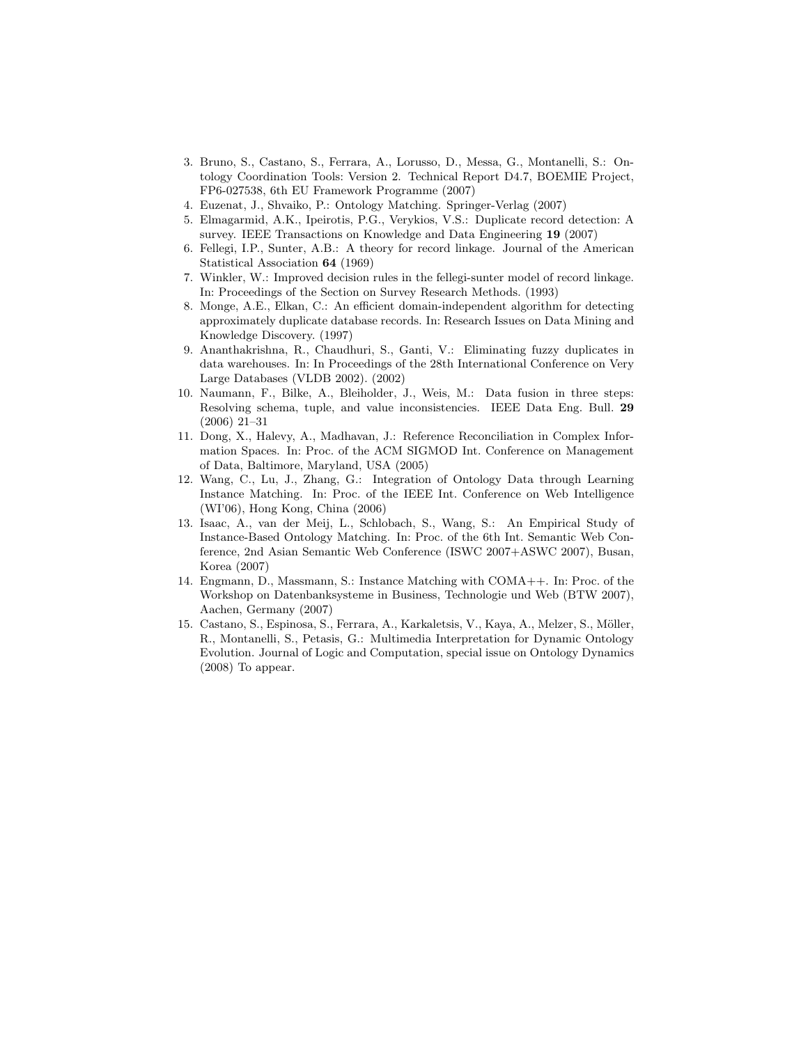3. Bruno, S., Castano, S., Ferrara, A., Lorusso, D., Messa, G., Montanelli, S.: Ontology Coordination Tools: Version 2. Technical Report D4.7, BOEMIE Project, FP6-027538, 6th EU Framework Programme (2007)
4. Euzenat, J., Shvaiko, P.: Ontology Matching. Springer-Verlag (2007)
5. Elmagarmid, A.K., Ipeirotis, P.G., Verykios, V.S.: Duplicate record detection: A survey. IEEE Transactions on Knowledge and Data Engineering **19** (2007)
6. Fellegi, I.P., Sunter, A.B.: A theory for record linkage. Journal of the American Statistical Association **64** (1969)
7. Winkler, W.: Improved decision rules in the fellegi-sunter model of record linkage. In: Proceedings of the Section on Survey Research Methods. (1993)
8. Monge, A.E., Elkan, C.: An efficient domain-independent algorithm for detecting approximately duplicate database records. In: Research Issues on Data Mining and Knowledge Discovery. (1997)
9. Ananthakrishna, R., Chaudhuri, S., Ganti, V.: Eliminating fuzzy duplicates in data warehouses. In: In Proceedings of the 28th International Conference on Very Large Databases (VLDB 2002). (2002)
10. Naumann, F., Bilke, A., Bleiholder, J., Weis, M.: Data fusion in three steps: Resolving schema, tuple, and value inconsistencies. IEEE Data Eng. Bull. **29** (2006) 21–31
11. Dong, X., Halevy, A., Madhavan, J.: Reference Reconciliation in Complex Information Spaces. In: Proc. of the ACM SIGMOD Int. Conference on Management of Data, Baltimore, Maryland, USA (2005)
12. Wang, C., Lu, J., Zhang, G.: Integration of Ontology Data through Learning Instance Matching. In: Proc. of the IEEE Int. Conference on Web Intelligence (WI'06), Hong Kong, China (2006)
13. Isaac, A., van der Meij, L., Schlobach, S., Wang, S.: An Empirical Study of Instance-Based Ontology Matching. In: Proc. of the 6th Int. Semantic Web Conference, 2nd Asian Semantic Web Conference (ISWC 2007+ASWC 2007), Busan, Korea (2007)
14. Engmann, D., Massmann, S.: Instance Matching with COMA++. In: Proc. of the Workshop on Datenbanksysteme in Business, Technologie und Web (BTW 2007), Aachen, Germany (2007)
15. Castano, S., Espinosa, S., Ferrara, A., Karkaletsis, V., Kaya, A., Melzer, S., Möller, R., Montanelli, S., Petasis, G.: Multimedia Interpretation for Dynamic Ontology Evolution. Journal of Logic and Computation, special issue on Ontology Dynamics (2008) To appear.